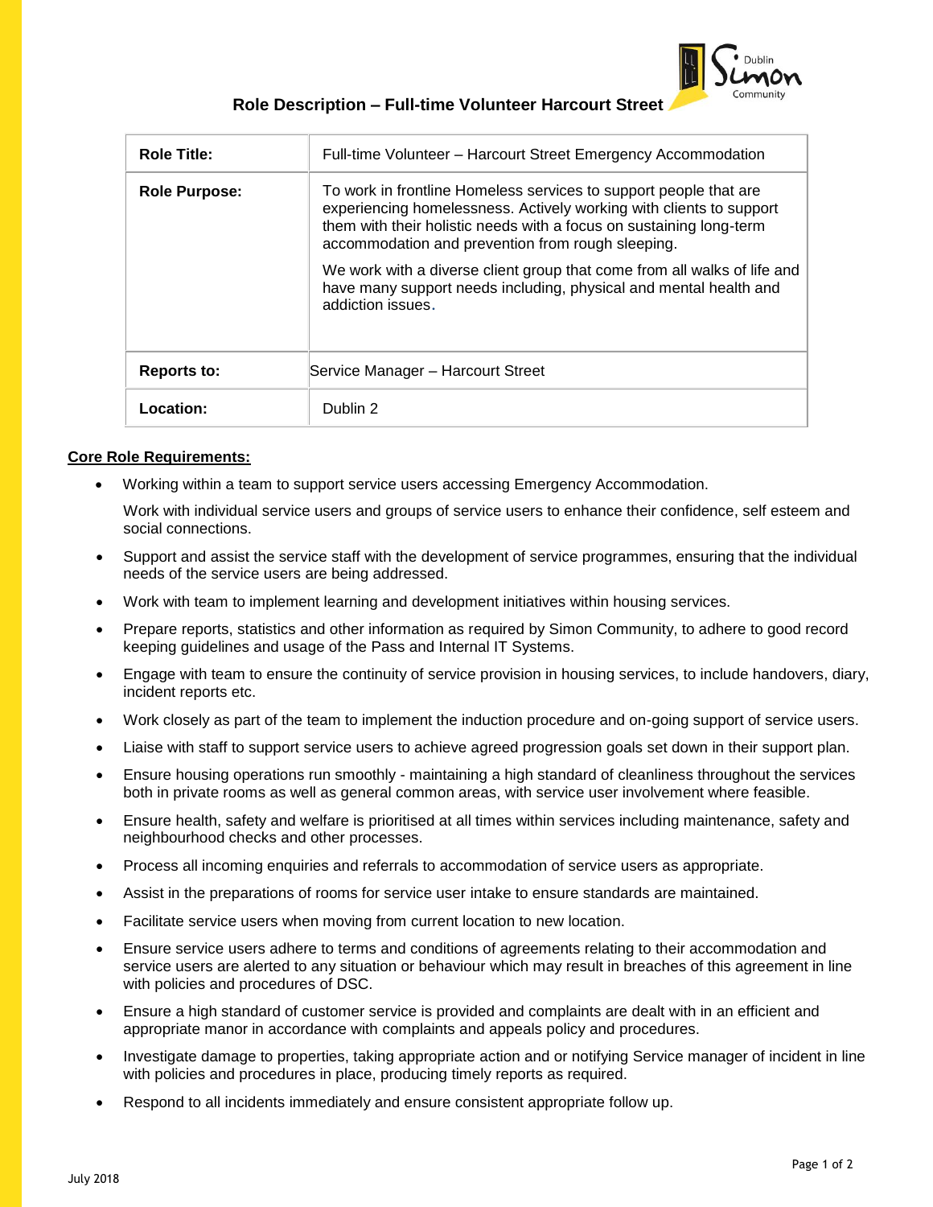# Role Description – Full-time Volunteer Harcourt Street

| | |
|---|---|
| **Role Title:** | Full-time Volunteer – Harcourt Street Emergency Accommodation |
| **Role Purpose:** | To work in frontline Homeless services to support people that are experiencing homelessness. Actively working with clients to support them with their holistic needs with a focus on sustaining long-term accommodation and prevention from rough sleeping.<br><br>We work with a diverse client group that come from all walks of life and have many support needs including, physical and mental health and addiction issues. |
| **Reports to:** | Service Manager – Harcourt Street |
| **Location:** | Dublin 2 |

**Core Role Requirements:**

- Working within a team to support service users accessing Emergency Accommodation.

  Work with individual service users and groups of service users to enhance their confidence, self esteem and social connections.
- Support and assist the service staff with the development of service programmes, ensuring that the individual needs of the service users are being addressed.
- Work with team to implement learning and development initiatives within housing services.
- Prepare reports, statistics and other information as required by Simon Community, to adhere to good record keeping guidelines and usage of the Pass and Internal IT Systems.
- Engage with team to ensure the continuity of service provision in housing services, to include handovers, diary, incident reports etc.
- Work closely as part of the team to implement the induction procedure and on-going support of service users.
- Liaise with staff to support service users to achieve agreed progression goals set down in their support plan.
- Ensure housing operations run smoothly - maintaining a high standard of cleanliness throughout the services both in private rooms as well as general common areas, with service user involvement where feasible.
- Ensure health, safety and welfare is prioritised at all times within services including maintenance, safety and neighbourhood checks and other processes.
- Process all incoming enquiries and referrals to accommodation of service users as appropriate.
- Assist in the preparations of rooms for service user intake to ensure standards are maintained.
- Facilitate service users when moving from current location to new location.
- Ensure service users adhere to terms and conditions of agreements relating to their accommodation and service users are alerted to any situation or behaviour which may result in breaches of this agreement in line with policies and procedures of DSC.
- Ensure a high standard of customer service is provided and complaints are dealt with in an efficient and appropriate manor in accordance with complaints and appeals policy and procedures.
- Investigate damage to properties, taking appropriate action and or notifying Service manager of incident in line with policies and procedures in place, producing timely reports as required.
- Respond to all incidents immediately and ensure consistent appropriate follow up.

July 2018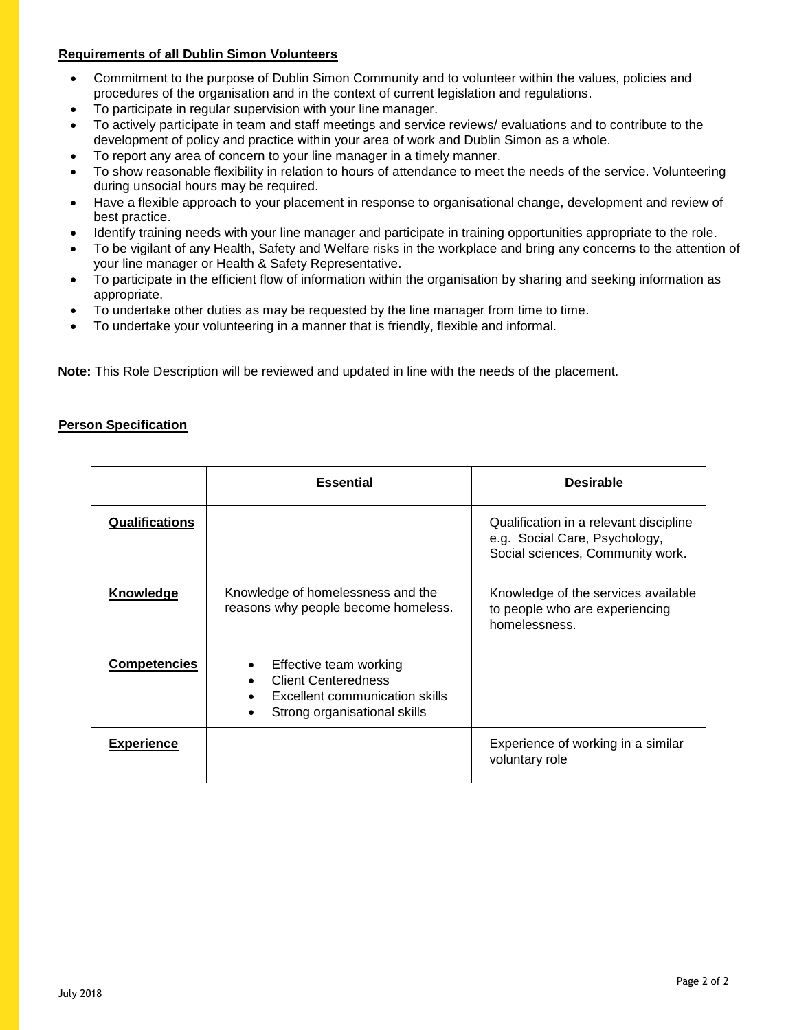**Requirements of all Dublin Simon Volunteers**

- Commitment to the purpose of Dublin Simon Community and to volunteer within the values, policies and procedures of the organisation and in the context of current legislation and regulations.
- To participate in regular supervision with your line manager.
- To actively participate in team and staff meetings and service reviews/ evaluations and to contribute to the development of policy and practice within your area of work and Dublin Simon as a whole.
- To report any area of concern to your line manager in a timely manner.
- To show reasonable flexibility in relation to hours of attendance to meet the needs of the service. Volunteering during unsocial hours may be required.
- Have a flexible approach to your placement in response to organisational change, development and review of best practice.
- Identify training needs with your line manager and participate in training opportunities appropriate to the role.
- To be vigilant of any Health, Safety and Welfare risks in the workplace and bring any concerns to the attention of your line manager or Health & Safety Representative.
- To participate in the efficient flow of information within the organisation by sharing and seeking information as appropriate.
- To undertake other duties as may be requested by the line manager from time to time.
- To undertake your volunteering in a manner that is friendly, flexible and informal.

**Note:** This Role Description will be reviewed and updated in line with the needs of the placement.

**Person Specification**

| | Essential | Desirable |
|---|---|---|
| **Qualifications** | | Qualification in a relevant discipline e.g. Social Care, Psychology, Social sciences, Community work. |
| **Knowledge** | Knowledge of homelessness and the reasons why people become homeless. | Knowledge of the services available to people who are experiencing homelessness. |
| **Competencies** | • Effective team working<br>• Client Centeredness<br>• Excellent communication skills<br>• Strong organisational skills | |
| **Experience** | | Experience of working in a similar voluntary role |

July 2018